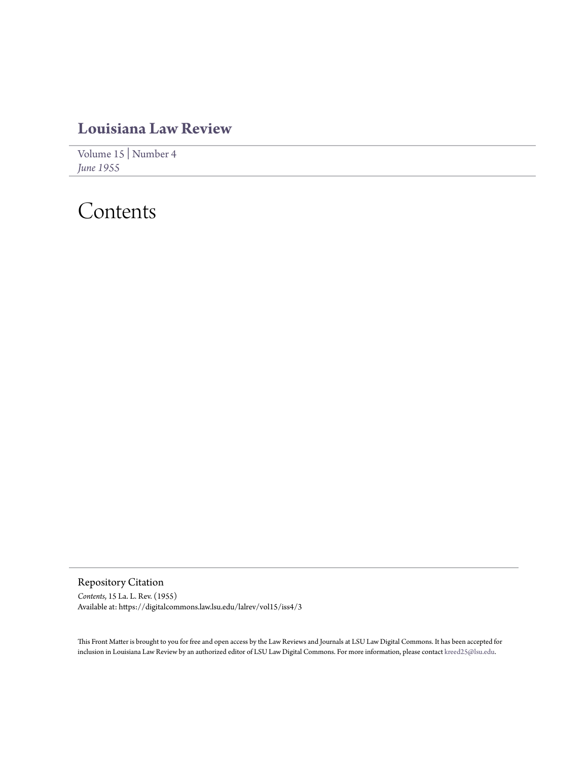# Louisiana Law Review

Volume 15 | Number 4
*June 1955*

# Contents

## Repository Citation

*Contents*, 15 La. L. Rev. (1955)
Available at: https://digitalcommons.law.lsu.edu/lalrev/vol15/iss4/3

This Front Matter is brought to you for free and open access by the Law Reviews and Journals at LSU Law Digital Commons. It has been accepted for inclusion in Louisiana Law Review by an authorized editor of LSU Law Digital Commons. For more information, please contact kreed25@lsu.edu.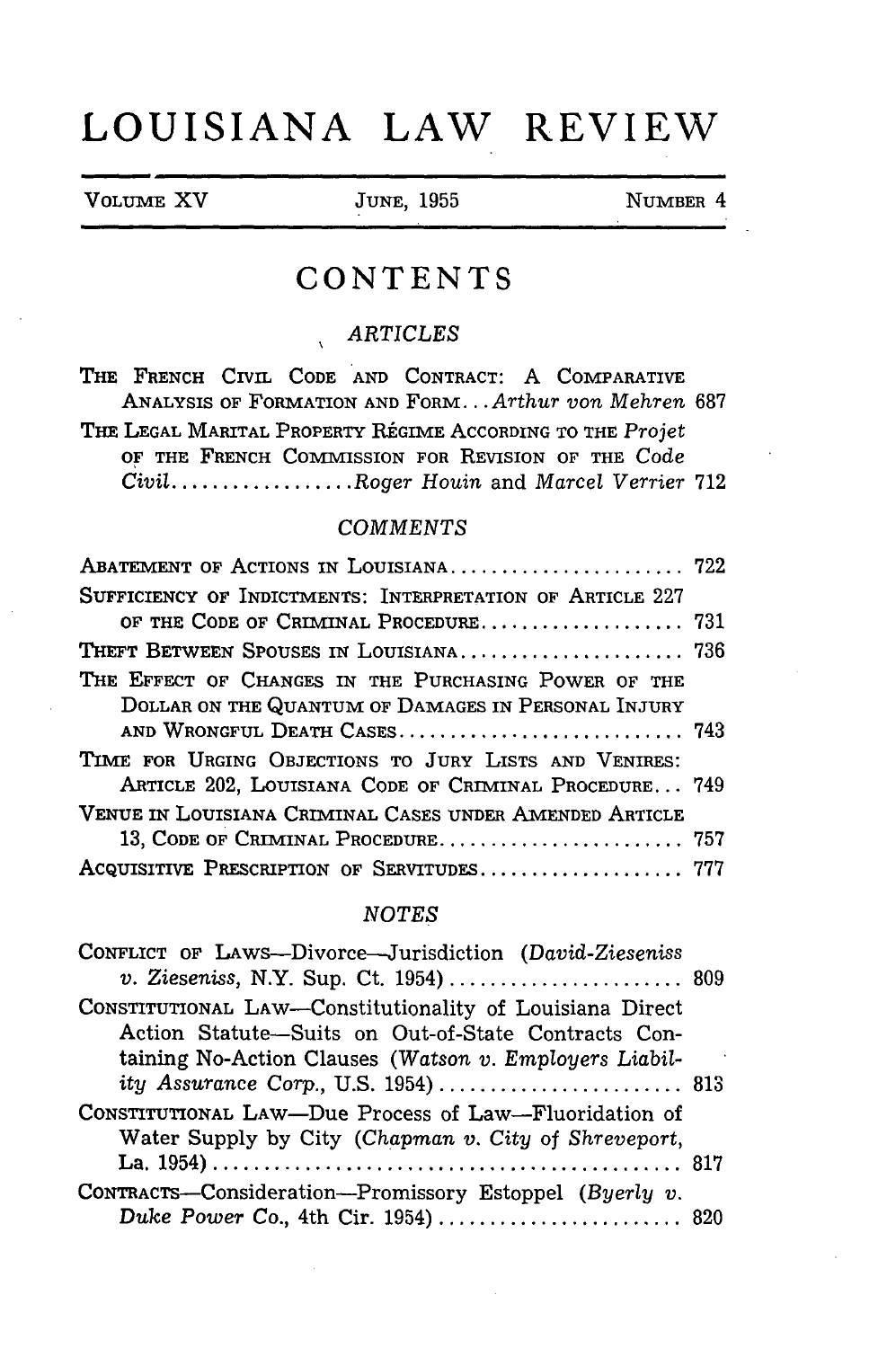# LOUISIANA LAW REVIEW

VOLUME XV | JUNE, 1955 | NUMBER 4

## CONTENTS

### ARTICLES

THE FRENCH CIVIL CODE AND CONTRACT: A COMPARATIVE ANALYSIS OF FORMATION AND FORM... *Arthur von Mehren* 687

THE LEGAL MARITAL PROPERTY RÉGIME ACCORDING TO THE *Projet* OF THE FRENCH COMMISSION FOR REVISION OF THE *Code Civil*.................. *Roger Houin* and *Marcel Verrier* 712

### COMMENTS

ABATEMENT OF ACTIONS IN LOUISIANA....................... 722

SUFFICIENCY OF INDICTMENTS: INTERPRETATION OF ARTICLE 227 OF THE CODE OF CRIMINAL PROCEDURE.................... 731

THEFT BETWEEN SPOUSES IN LOUISIANA...................... 736

THE EFFECT OF CHANGES IN THE PURCHASING POWER OF THE DOLLAR ON THE QUANTUM OF DAMAGES IN PERSONAL INJURY AND WRONGFUL DEATH CASES............................ 743

TIME FOR URGING OBJECTIONS TO JURY LISTS AND VENIRES: ARTICLE 202, LOUISIANA CODE OF CRIMINAL PROCEDURE... 749

VENUE IN LOUISIANA CRIMINAL CASES UNDER AMENDED ARTICLE 13, CODE OF CRIMINAL PROCEDURE........................ 757

ACQUISITIVE PRESCRIPTION OF SERVITUDES.................... 777

### NOTES

CONFLICT OF LAWS—Divorce—Jurisdiction (*David-Zieseniss v. Zieseniss*, N.Y. Sup. Ct. 1954)....................... 809

CONSTITUTIONAL LAW—Constitutionality of Louisiana Direct Action Statute—Suits on Out-of-State Contracts Containing No-Action Clauses (*Watson v. Employers Liability Assurance Corp.*, U.S. 1954)........................ 813

CONSTITUTIONAL LAW—Due Process of Law—Fluoridation of Water Supply by City (*Chapman v. City of Shreveport*, La. 1954)............................................. 817

CONTRACTS—Consideration—Promissory Estoppel (*Byerly v. Duke Power Co.*, 4th Cir. 1954)........................ 820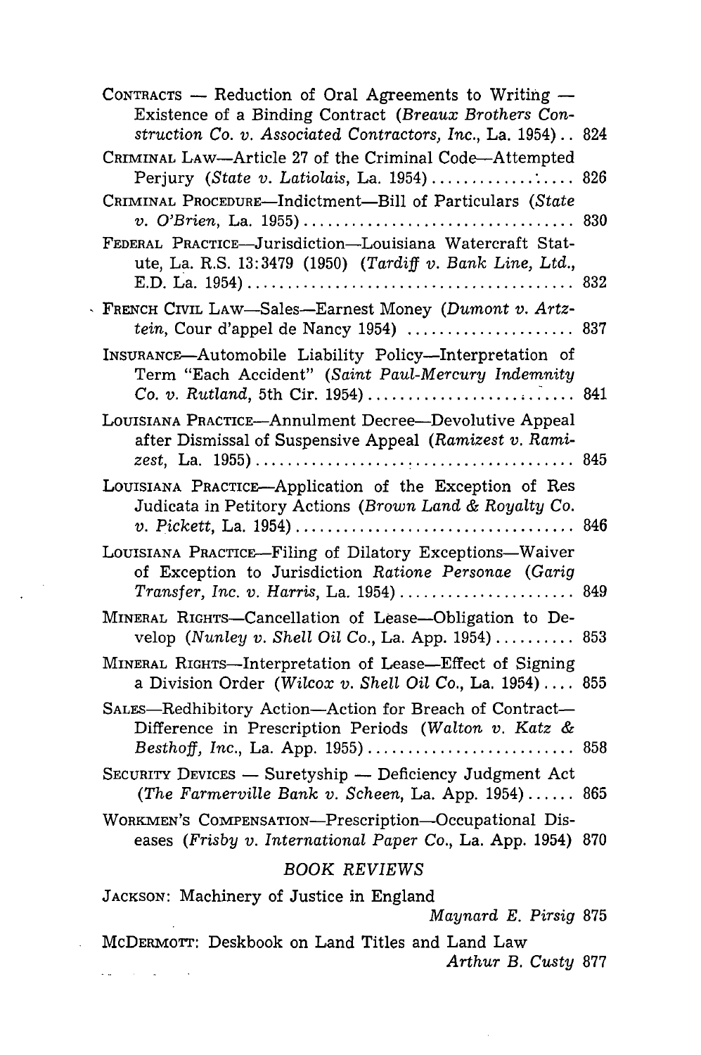CONTRACTS — Reduction of Oral Agreements to Writing — Existence of a Binding Contract (*Breaux Brothers Construction Co. v. Associated Contractors, Inc.*, La. 1954) .. 824

CRIMINAL LAW—Article 27 of the Criminal Code—Attempted Perjury (*State v. Latiolais*, La. 1954) .................. 826

CRIMINAL PROCEDURE—Indictment—Bill of Particulars (*State v. O'Brien*, La. 1955) .................................. 830

FEDERAL PRACTICE—Jurisdiction—Louisiana Watercraft Statute, La. R.S. 13:3479 (1950) (*Tardiff v. Bank Line, Ltd.*, E.D. La. 1954) .......................................... 832

FRENCH CIVIL LAW—Sales—Earnest Money (*Dumont v. Artztein*, Cour d'appel de Nancy 1954) ..................... 837

INSURANCE—Automobile Liability Policy—Interpretation of Term "Each Accident" (*Saint Paul-Mercury Indemnity Co. v. Rutland*, 5th Cir. 1954) .............................. 841

LOUISIANA PRACTICE—Annulment Decree—Devolutive Appeal after Dismissal of Suspensive Appeal (*Ramizest v. Ramizest*, La. 1955) .......................................... 845

LOUISIANA PRACTICE—Application of the Exception of Res Judicata in Petitory Actions (*Brown Land & Royalty Co. v. Pickett*, La. 1954) .................................. 846

LOUISIANA PRACTICE—Filing of Dilatory Exceptions—Waiver of Exception to Jurisdiction Ratione Personae (*Garig Transfer, Inc. v. Harris*, La. 1954) ...................... 849

MINERAL RIGHTS—Cancellation of Lease—Obligation to Develop (*Nunley v. Shell Oil Co.*, La. App. 1954) .......... 853

MINERAL RIGHTS—Interpretation of Lease—Effect of Signing a Division Order (*Wilcox v. Shell Oil Co.*, La. 1954) .... 855

SALES—Redhibitory Action—Action for Breach of Contract—Difference in Prescription Periods (*Walton v. Katz & Besthoff, Inc.*, La. App. 1955) .......................... 858

SECURITY DEVICES — Suretyship — Deficiency Judgment Act (*The Farmerville Bank v. Scheen*, La. App. 1954) ...... 865

WORKMEN'S COMPENSATION—Prescription—Occupational Diseases (*Frisby v. International Paper Co.*, La. App. 1954) 870

## *BOOK REVIEWS*

JACKSON: Machinery of Justice in England
*Maynard E. Pirsig* 875

McDERMOTT: Deskbook on Land Titles and Land Law
*Arthur B. Custy* 877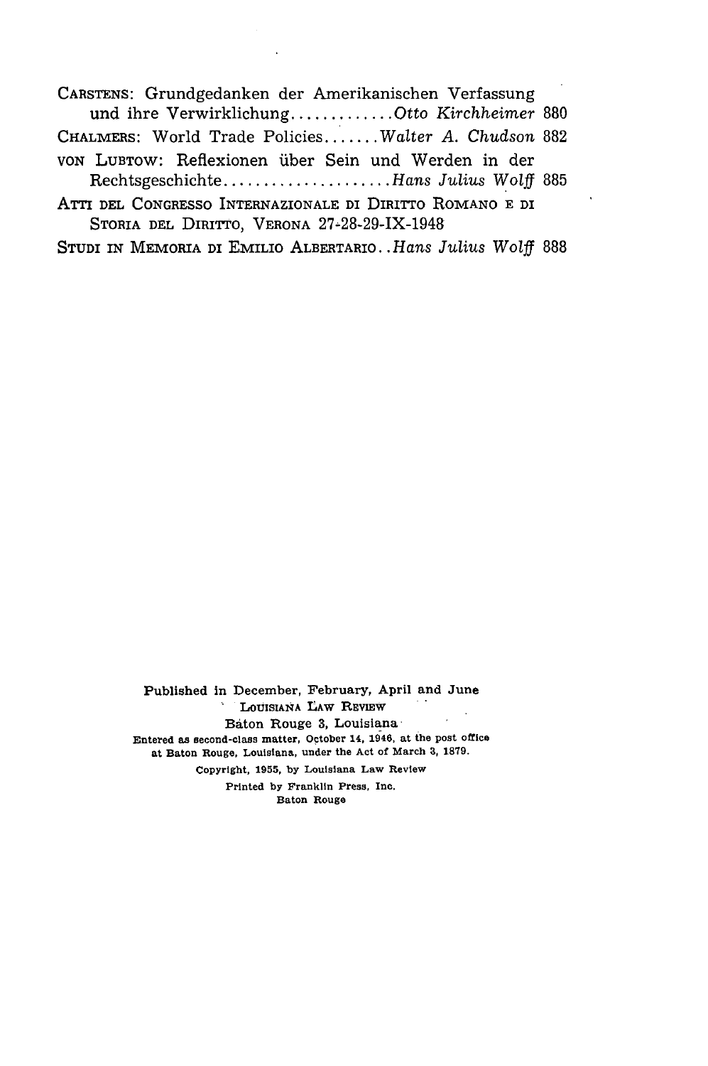CARSTENS: Grundgedanken der Amerikanischen Verfassung und ihre Verwirklichung............*Otto Kirchheimer* 880

CHALMERS: World Trade Policies.......*Walter A. Chudson* 882

VON LUBTOW: Reflexionen über Sein und Werden in der Rechtsgeschichte.....................*Hans Julius Wolff* 885

ATTI DEL CONGRESSO INTERNAZIONALE DI DIRITTO ROMANO E DI STORIA DEL DIRITTO, VERONA 27-28-29-IX-1948

STUDI IN MEMORIA DI EMILIO ALBERTARIO..*Hans Julius Wolff* 888

Published in December, February, April and June
LOUISIANA LAW REVIEW
Baton Rouge 3, Louisiana
Entered as second-class matter, October 14, 1946, at the post office at Baton Rouge, Louisiana, under the Act of March 3, 1879.
Copyright, 1955, by Louisiana Law Review
Printed by Franklin Press, Inc.
Baton Rouge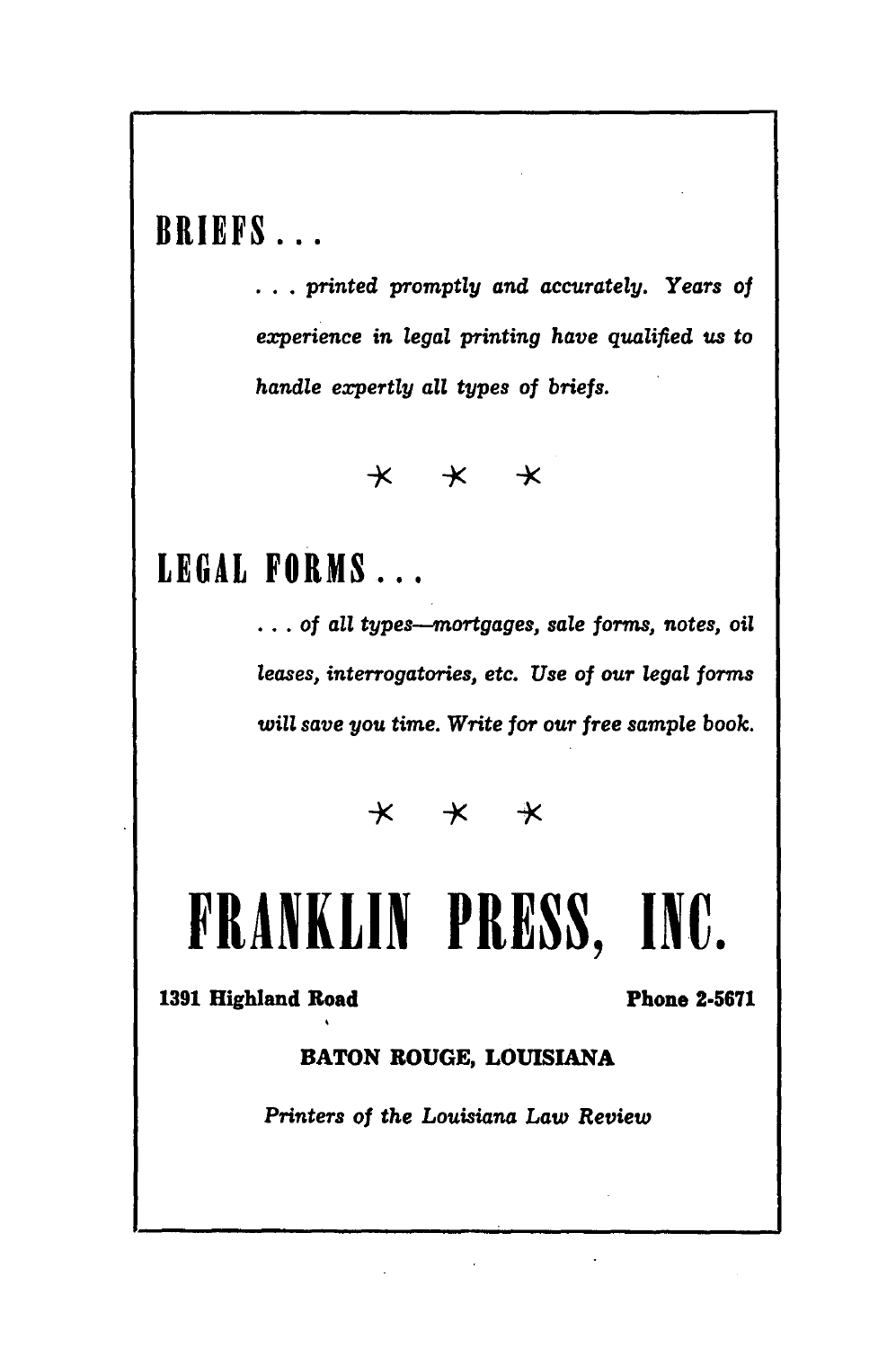## BRIEFS . . .

*. . . printed promptly and accurately. Years of experience in legal printing have qualified us to handle expertly all types of briefs.*

\* \* \*

## LEGAL FORMS . . .

*. . . of all types—mortgages, sale forms, notes, oil leases, interrogatories, etc. Use of our legal forms will save you time. Write for our free sample book.*

\* \* \*

# FRANKLIN PRESS, INC.

**1391 Highland Road** **Phone 2-5671**

**BATON ROUGE, LOUISIANA**

*Printers of the Louisiana Law Review*